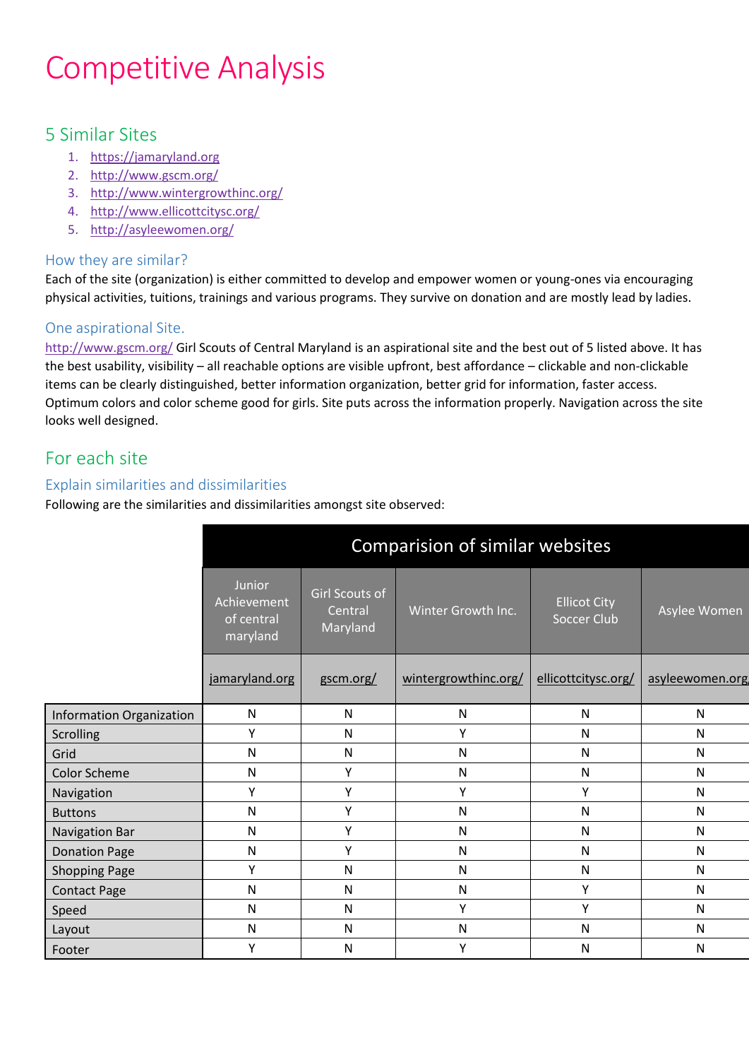# Competitive Analysis

## 5 Similar Sites

1. https://jamaryland.org
2. http://www.gscm.org/
3. http://www.wintergrowthinc.org/
4. http://www.ellicottcitysc.org/
5. http://asyleewomen.org/

### How they are similar?

Each of the site (organization) is either committed to develop and empower women or young-ones via encouraging physical activities, tuitions, trainings and various programs. They survive on donation and are mostly lead by ladies.

### One aspirational Site.

http://www.gscm.org/ Girl Scouts of Central Maryland is an aspirational site and the best out of 5 listed above. It has the best usability, visibility – all reachable options are visible upfront, best affordance – clickable and non-clickable items can be clearly distinguished, better information organization, better grid for information, faster access. Optimum colors and color scheme good for girls. Site puts across the information properly. Navigation across the site looks well designed.

## For each site

### Explain similarities and dissimilarities

Following are the similarities and dissimilarities amongst site observed:

| | Comparision of similar websites | | | | |
|---|---|---|---|---|---|
| | Junior Achievement of central maryland | Girl Scouts of Central Maryland | Winter Growth Inc. | Ellicot City Soccer Club | Asylee Women |
| | jamaryland.org | gscm.org/ | wintergrowthinc.org/ | ellicottcitysc.org/ | asyleewomen.org |
| Information Organization | N | N | N | N | N |
| Scrolling | Y | N | Y | N | N |
| Grid | N | N | N | N | N |
| Color Scheme | N | Y | N | N | N |
| Navigation | Y | Y | Y | Y | N |
| Buttons | N | Y | N | N | N |
| Navigation Bar | N | Y | N | N | N |
| Donation Page | N | Y | N | N | N |
| Shopping Page | Y | N | N | N | N |
| Contact Page | N | N | N | Y | N |
| Speed | N | N | Y | Y | N |
| Layout | N | N | N | N | N |
| Footer | Y | N | Y | N | N |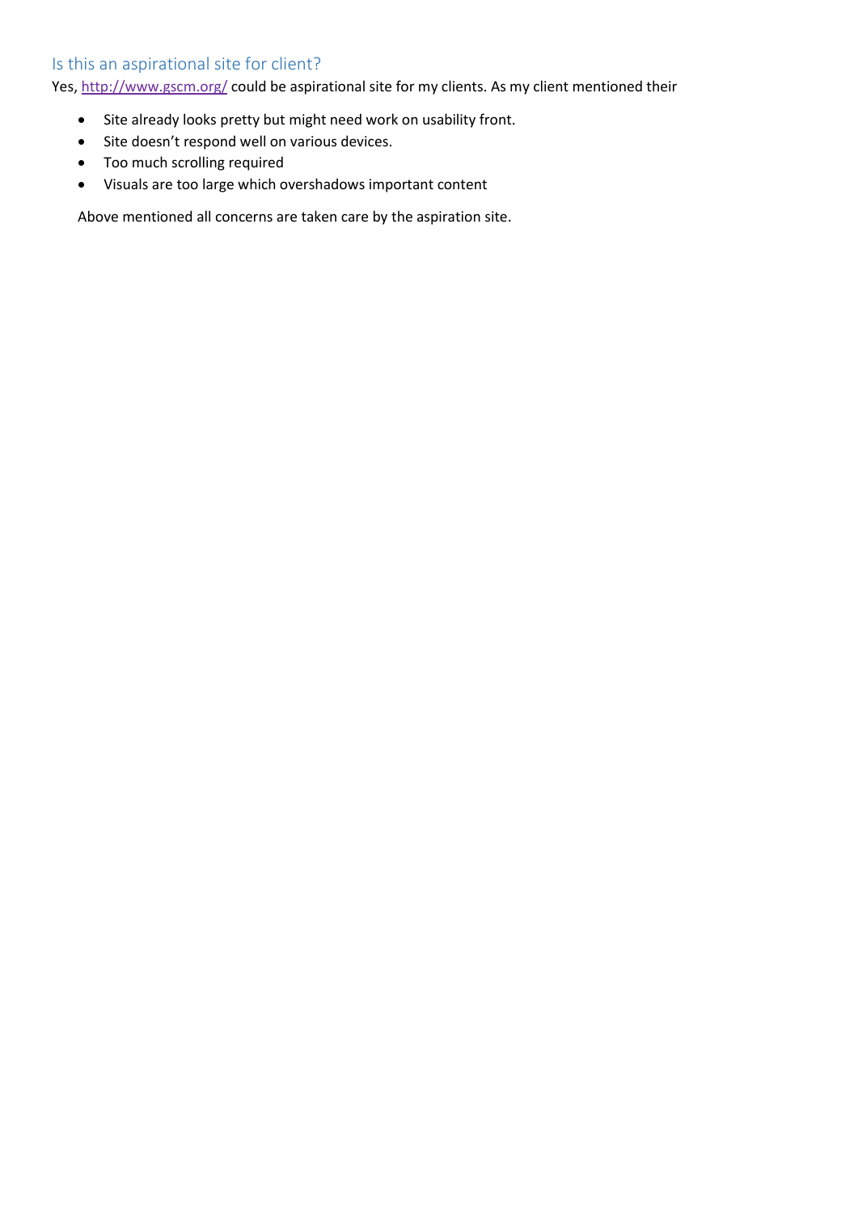## Is this an aspirational site for client?

Yes, http://www.gscm.org/ could be aspirational site for my clients. As my client mentioned their

- Site already looks pretty but might need work on usability front.
- Site doesn't respond well on various devices.
- Too much scrolling required
- Visuals are too large which overshadows important content

Above mentioned all concerns are taken care by the aspiration site.